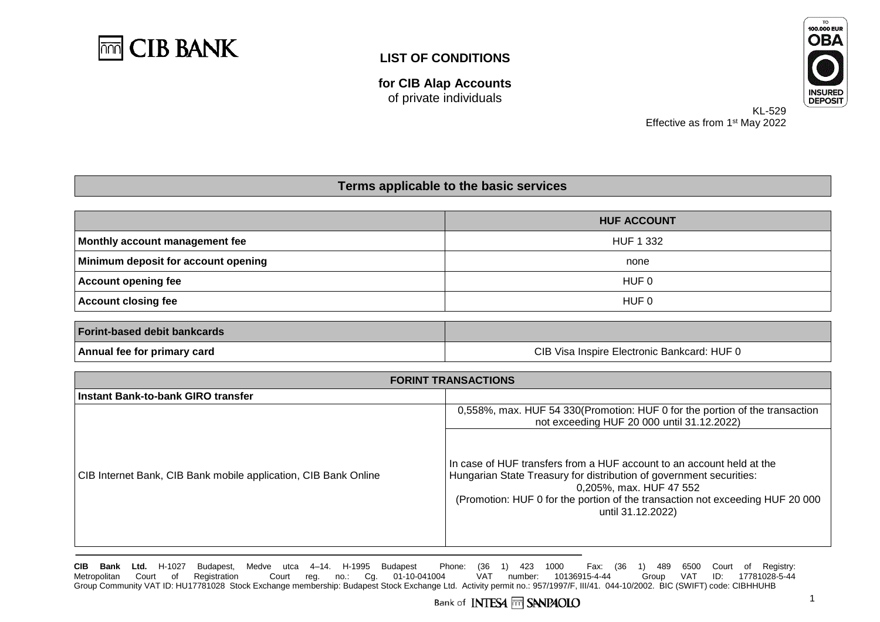CIB BANK

# LIST OF CONDITIONS

**for CIB Alap Accounts**
of private individuals

KL-529
Effective as from 1st May 2022

## Terms applicable to the basic services

| | **HUF ACCOUNT** |
|---|---|
| **Monthly account management fee** | HUF 1 332 |
| **Minimum deposit for account opening** | none |
| **Account opening fee** | HUF 0 |
| **Account closing fee** | HUF 0 |

| **Forint-based debit bankcards** | |
|---|---|
| **Annual fee for primary card** | CIB Visa Inspire Electronic Bankcard: HUF 0 |

| **FORINT TRANSACTIONS** | |
|---|---|
| **Instant Bank-to-bank GIRO transfer** | |
| CIB Internet Bank, CIB Bank mobile application, CIB Bank Online | 0,558%, max. HUF 54 330(Promotion: HUF 0 for the portion of the transaction not exceeding HUF 20 000 until 31.12.2022) |
| | In case of HUF transfers from a HUF account to an account held at the Hungarian State Treasury for distribution of government securities: 0,205%, max. HUF 47 552 (Promotion: HUF 0 for the portion of the transaction not exceeding HUF 20 000 until 31.12.2022) |

**CIB Bank Ltd.** H-1027 Budapest, Medve utca 4–14. H-1995 Budapest Phone: (36 1) 423 1000 Fax: (36 1) 489 6500 Court of Registry: Metropolitan Court of Registration Court reg. no.: Cg. 01-10-041004 VAT number: 10136915-4-44 Group VAT ID: 17781028-5-44 Group Community VAT ID: HU17781028 Stock Exchange membership: Budapest Stock Exchange Ltd. Activity permit no.: 957/1997/F, III/41. 044-10/2002. BIC (SWIFT) code: CIBHHUHB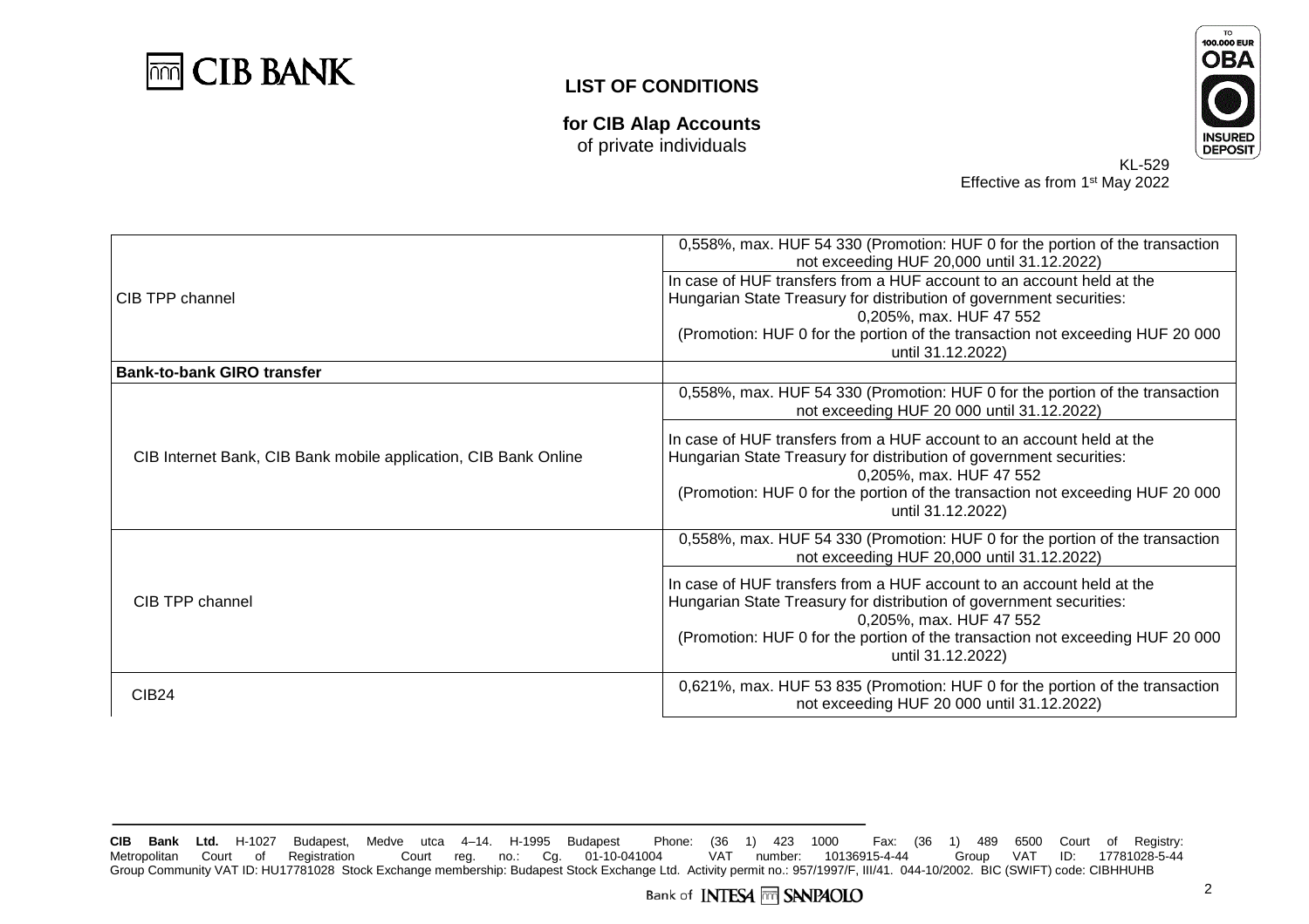# LIST OF CONDITIONS

**for CIB Alap Accounts**
of private individuals

KL-529
Effective as from 1st May 2022

| | |
|---|---|
| CIB TPP channel | 0,558%, max. HUF 54 330 (Promotion: HUF 0 for the portion of the transaction not exceeding HUF 20,000 until 31.12.2022) |
| | In case of HUF transfers from a HUF account to an account held at the Hungarian State Treasury for distribution of government securities: 0,205%, max. HUF 47 552 (Promotion: HUF 0 for the portion of the transaction not exceeding HUF 20 000 until 31.12.2022) |
| **Bank-to-bank GIRO transfer** | |
| CIB Internet Bank, CIB Bank mobile application, CIB Bank Online | 0,558%, max. HUF 54 330 (Promotion: HUF 0 for the portion of the transaction not exceeding HUF 20 000 until 31.12.2022) |
| | In case of HUF transfers from a HUF account to an account held at the Hungarian State Treasury for distribution of government securities: 0,205%, max. HUF 47 552 (Promotion: HUF 0 for the portion of the transaction not exceeding HUF 20 000 until 31.12.2022) |
| CIB TPP channel | 0,558%, max. HUF 54 330 (Promotion: HUF 0 for the portion of the transaction not exceeding HUF 20,000 until 31.12.2022) |
| | In case of HUF transfers from a HUF account to an account held at the Hungarian State Treasury for distribution of government securities: 0,205%, max. HUF 47 552 (Promotion: HUF 0 for the portion of the transaction not exceeding HUF 20 000 until 31.12.2022) |
| CIB24 | 0,621%, max. HUF 53 835 (Promotion: HUF 0 for the portion of the transaction not exceeding HUF 20 000 until 31.12.2022) |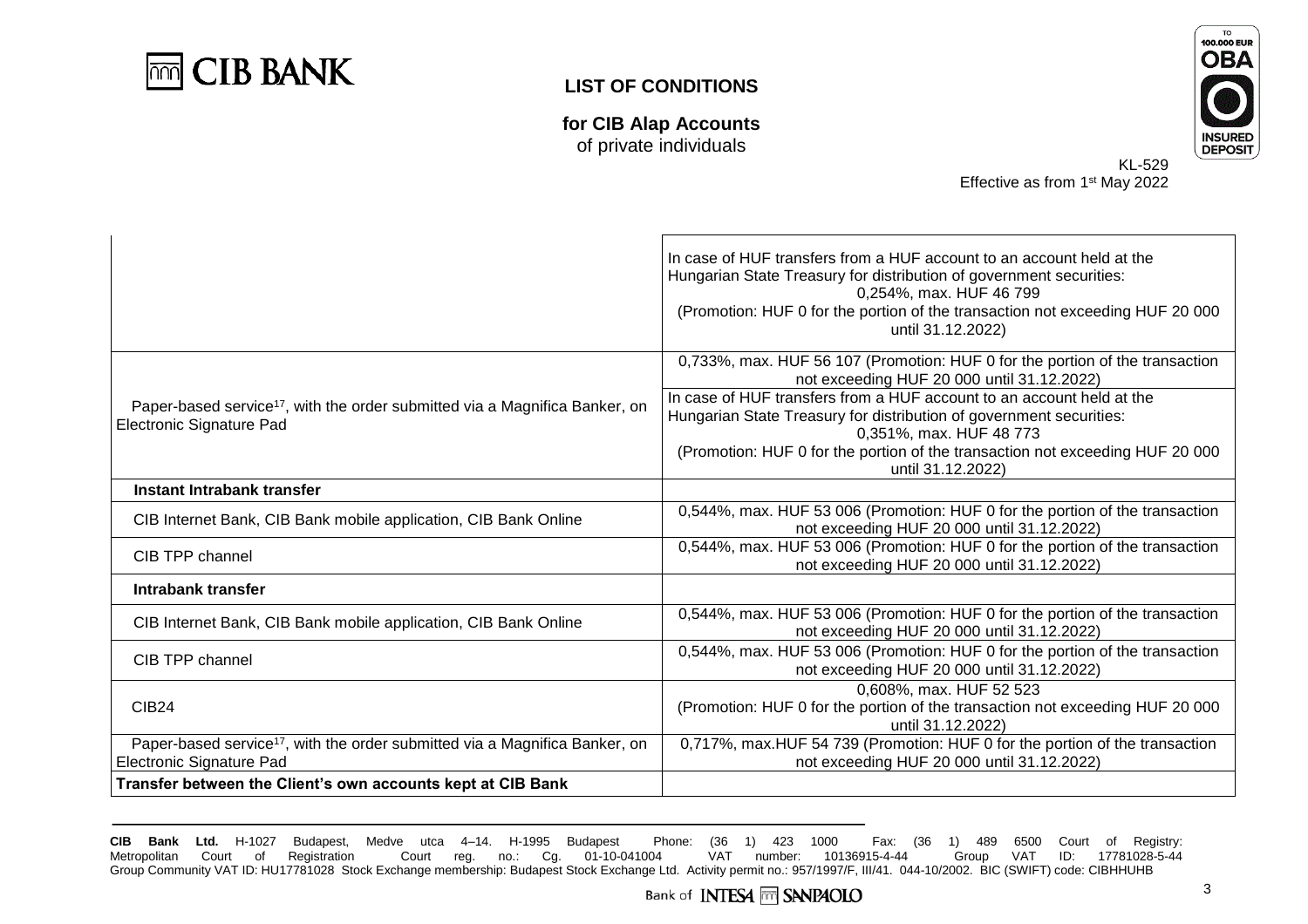| | |
|---|---|
| | In case of HUF transfers from a HUF account to an account held at the Hungarian State Treasury for distribution of government securities: 0,254%, max. HUF 46 799 (Promotion: HUF 0 for the portion of the transaction not exceeding HUF 20 000 until 31.12.2022) |
| Paper-based service[17], with the order submitted via a Magnifica Banker, on Electronic Signature Pad | 0,733%, max. HUF 56 107 (Promotion: HUF 0 for the portion of the transaction not exceeding HUF 20 000 until 31.12.2022) |
| | In case of HUF transfers from a HUF account to an account held at the Hungarian State Treasury for distribution of government securities: 0,351%, max. HUF 48 773 (Promotion: HUF 0 for the portion of the transaction not exceeding HUF 20 000 until 31.12.2022) |
| **Instant Intrabank transfer** | |
| CIB Internet Bank, CIB Bank mobile application, CIB Bank Online | 0,544%, max. HUF 53 006 (Promotion: HUF 0 for the portion of the transaction not exceeding HUF 20 000 until 31.12.2022) |
| CIB TPP channel | 0,544%, max. HUF 53 006 (Promotion: HUF 0 for the portion of the transaction not exceeding HUF 20 000 until 31.12.2022) |
| **Intrabank transfer** | |
| CIB Internet Bank, CIB Bank mobile application, CIB Bank Online | 0,544%, max. HUF 53 006 (Promotion: HUF 0 for the portion of the transaction not exceeding HUF 20 000 until 31.12.2022) |
| CIB TPP channel | 0,544%, max. HUF 53 006 (Promotion: HUF 0 for the portion of the transaction not exceeding HUF 20 000 until 31.12.2022) |
| CIB24 | 0,608%, max. HUF 52 523 (Promotion: HUF 0 for the portion of the transaction not exceeding HUF 20 000 until 31.12.2022) |
| Paper-based service[17], with the order submitted via a Magnifica Banker, on Electronic Signature Pad | 0,717%, max.HUF 54 739 (Promotion: HUF 0 for the portion of the transaction not exceeding HUF 20 000 until 31.12.2022) |
| **Transfer between the Client's own accounts kept at CIB Bank** | |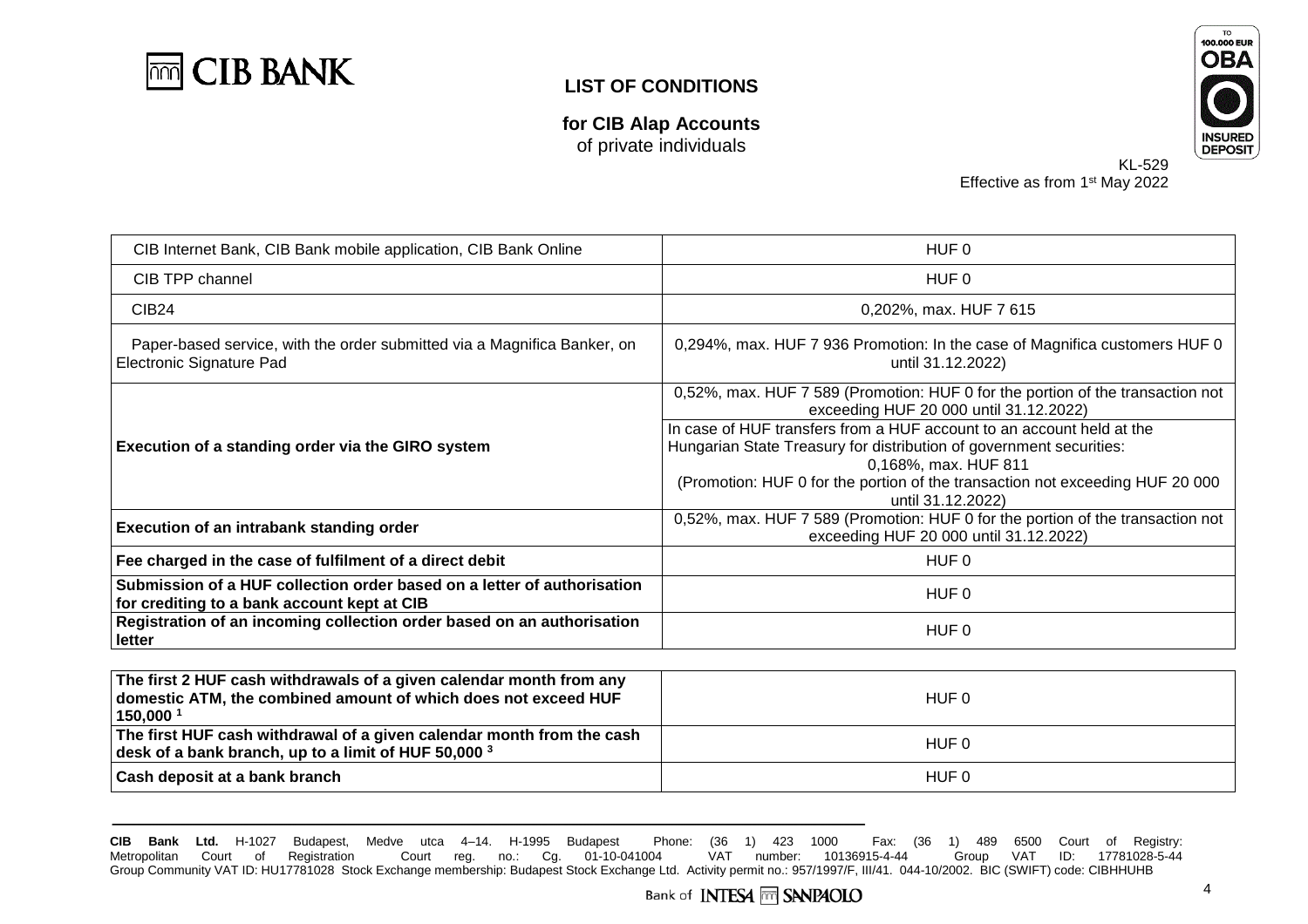# LIST OF CONDITIONS

**for CIB Alap Accounts**
of private individuals

KL-529
Effective as from 1st May 2022

| | |
|---|---|
| CIB Internet Bank, CIB Bank mobile application, CIB Bank Online | HUF 0 |
| CIB TPP channel | HUF 0 |
| CIB24 | 0,202%, max. HUF 7 615 |
| Paper-based service, with the order submitted via a Magnifica Banker, on Electronic Signature Pad | 0,294%, max. HUF 7 936 Promotion: In the case of Magnifica customers HUF 0 until 31.12.2022) |
| **Execution of a standing order via the GIRO system** | 0,52%, max. HUF 7 589 (Promotion: HUF 0 for the portion of the transaction not exceeding HUF 20 000 until 31.12.2022) |
| | In case of HUF transfers from a HUF account to an account held at the Hungarian State Treasury for distribution of government securities: 0,168%, max. HUF 811 (Promotion: HUF 0 for the portion of the transaction not exceeding HUF 20 000 until 31.12.2022) |
| **Execution of an intrabank standing order** | 0,52%, max. HUF 7 589 (Promotion: HUF 0 for the portion of the transaction not exceeding HUF 20 000 until 31.12.2022) |
| **Fee charged in the case of fulfilment of a direct debit** | HUF 0 |
| **Submission of a HUF collection order based on a letter of authorisation for crediting to a bank account kept at CIB** | HUF 0 |
| **Registration of an incoming collection order based on an authorisation letter** | HUF 0 |

| | |
|---|---|
| **The first 2 HUF cash withdrawals of a given calendar month from any domestic ATM, the combined amount of which does not exceed HUF 150,000** [1] | HUF 0 |
| **The first HUF cash withdrawal of a given calendar month from the cash desk of a bank branch, up to a limit of HUF 50,000** [3] | HUF 0 |
| **Cash deposit at a bank branch** | HUF 0 |

**CIB Bank Ltd.** H-1027 Budapest, Medve utca 4–14. H-1995 Budapest Phone: (36 1) 423 1000 Fax: (36 1) 489 6500 Court of Registry: Metropolitan Court of Registration Court reg. no.: Cg. 01-10-041004 VAT number: 10136915-4-44 Group VAT ID: 17781028-5-44 Group Community VAT ID: HU17781028 Stock Exchange membership: Budapest Stock Exchange Ltd. Activity permit no.: 957/1997/F, III/41. 044-10/2002. BIC (SWIFT) code: CIBHHUHB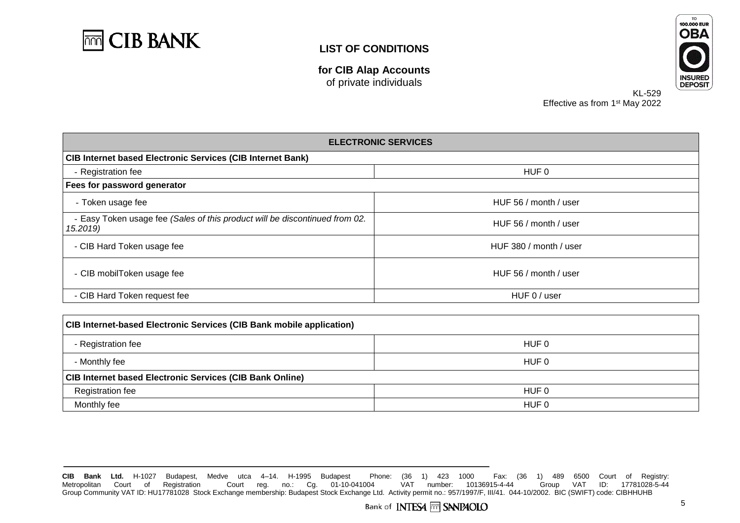# LIST OF CONDITIONS

**for CIB Alap Accounts**
of private individuals

KL-529
Effective as from 1st May 2022

| ELECTRONIC SERVICES | |
|---|---|
| **CIB Internet based Electronic Services (CIB Internet Bank)** | |
| - Registration fee | HUF 0 |
| **Fees for password generator** | |
| - Token usage fee | HUF 56 / month / user |
| - Easy Token usage fee *(Sales of this product will be discontinued from 02. 15.2019)* | HUF 56 / month / user |
| - CIB Hard Token usage fee | HUF 380 / month / user |
| - CIB mobilToken usage fee | HUF 56 / month / user |
| - CIB Hard Token request fee | HUF 0 / user |

| CIB Internet-based Electronic Services (CIB Bank mobile application) | |
|---|---|
| - Registration fee | HUF 0 |
| - Monthly fee | HUF 0 |
| **CIB Internet based Electronic Services (CIB Bank Online)** | |
| Registration fee | HUF 0 |
| Monthly fee | HUF 0 |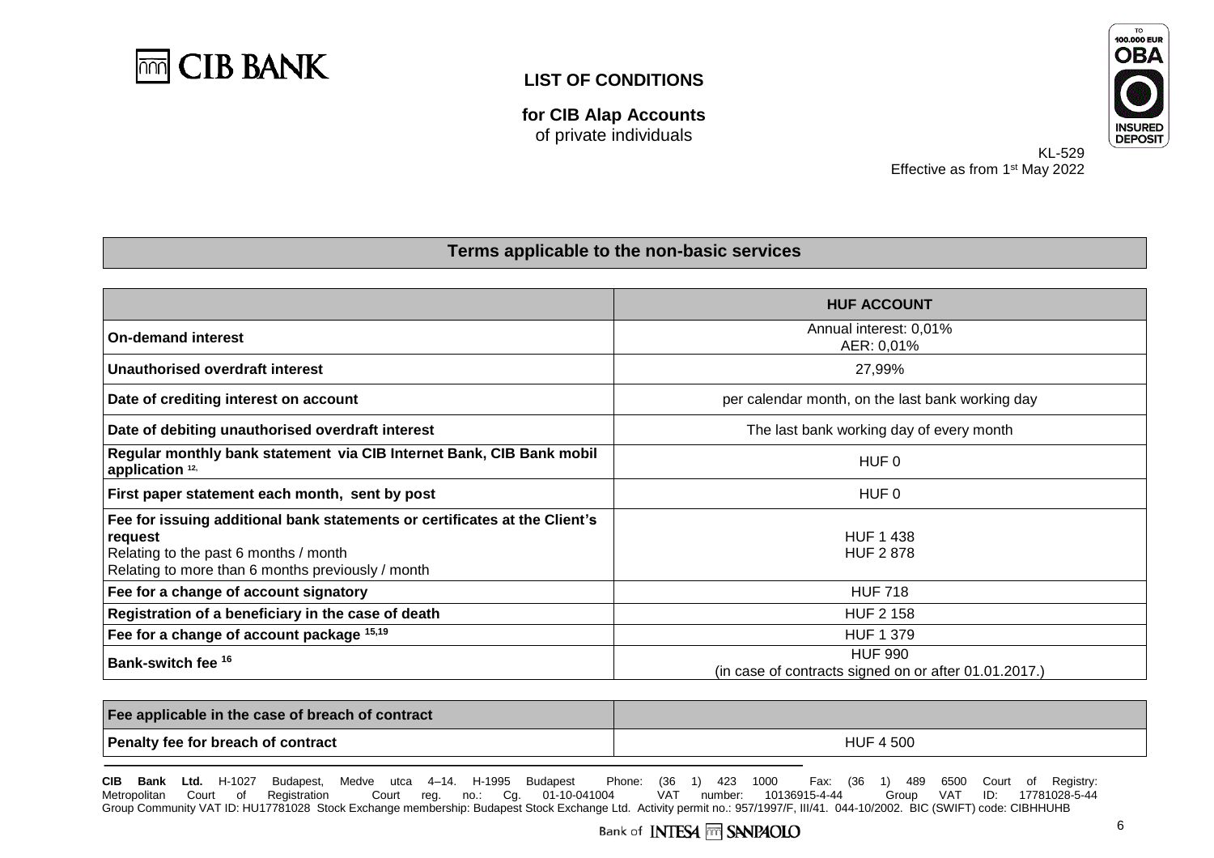# LIST OF CONDITIONS

**for CIB Alap Accounts**
of private individuals

KL-529
Effective as from 1st May 2022

## Terms applicable to the non-basic services

| | HUF ACCOUNT |
|---|---|
| **On-demand interest** | Annual interest: 0,01%<br>AER: 0,01% |
| **Unauthorised overdraft interest** | 27,99% |
| **Date of crediting interest on account** | per calendar month, on the last bank working day |
| **Date of debiting unauthorised overdraft interest** | The last bank working day of every month |
| **Regular monthly bank statement via CIB Internet Bank, CIB Bank mobil application** [12,] | HUF 0 |
| **First paper statement each month, sent by post** | HUF 0 |
| **Fee for issuing additional bank statements or certificates at the Client's request**<br>Relating to the past 6 months / month<br>Relating to more than 6 months previously / month | <br>HUF 1 438<br>HUF 2 878 |
| **Fee for a change of account signatory** | HUF 718 |
| **Registration of a beneficiary in the case of death** | HUF 2 158 |
| **Fee for a change of account package** [15,19] | HUF 1 379 |
| **Bank-switch fee** [16] | HUF 990<br>(in case of contracts signed on or after 01.01.2017.) |

| Fee applicable in the case of breach of contract | |
|---|---|
| **Penalty fee for breach of contract** | HUF 4 500 |

**CIB Bank Ltd.** H-1027 Budapest, Medve utca 4–14. H-1995 Budapest Phone: (36 1) 423 1000 Fax: (36 1) 489 6500 Court of Registry: Metropolitan Court of Registration Court reg. no.: Cg. 01-10-041004 VAT number: 10136915-4-44 Group VAT ID: 17781028-5-44 Group Community VAT ID: HU17781028 Stock Exchange membership: Budapest Stock Exchange Ltd. Activity permit no.: 957/1997/F, III/41. 044-10/2002. BIC (SWIFT) code: CIBHHUHB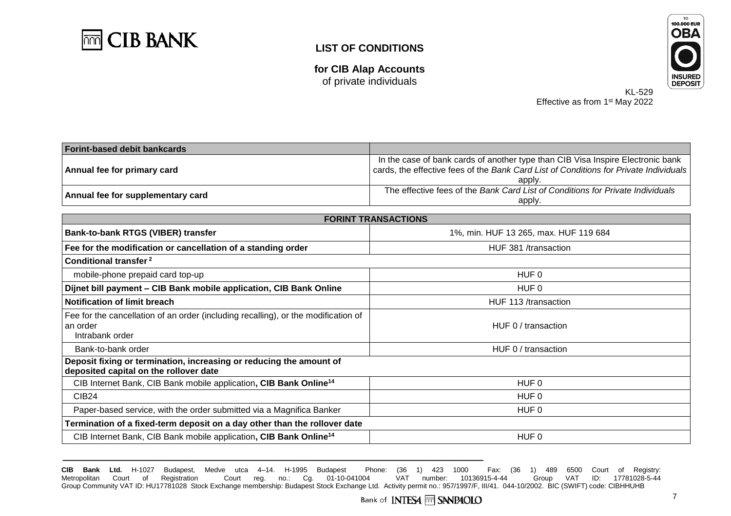# LIST OF CONDITIONS

**for CIB Alap Accounts**
of private individuals

KL-529
Effective as from 1st May 2022

| **Forint-based debit bankcards** | |
|---|---|
| **Annual fee for primary card** | In the case of bank cards of another type than CIB Visa Inspire Electronic bank cards, the effective fees of the *Bank Card List of Conditions for Private Individuals* apply. |
| **Annual fee for supplementary card** | The effective fees of the *Bank Card List of Conditions for Private Individuals* apply. |

| **FORINT TRANSACTIONS** | |
|---|---|
| **Bank-to-bank RTGS (VIBER) transfer** | 1%, min. HUF 13 265, max. HUF 119 684 |
| **Fee for the modification or cancellation of a standing order** | HUF 381 /transaction |
| **Conditional transfer** [2] | |
| mobile-phone prepaid card top-up | HUF 0 |
| **Díjnet bill payment – CIB Bank mobile application, CIB Bank Online** | HUF 0 |
| **Notification of limit breach** | HUF 113 /transaction |
| Fee for the cancellation of an order (including recalling), or the modification of an order<br>Intrabank order | HUF 0 / transaction |
| Bank-to-bank order | HUF 0 / transaction |
| **Deposit fixing or termination, increasing or reducing the amount of deposited capital on the rollover date** | |
| CIB Internet Bank, CIB Bank mobile application, **CIB Bank Online**[14] | HUF 0 |
| CIB24 | HUF 0 |
| Paper-based service, with the order submitted via a Magnifica Banker | HUF 0 |
| **Termination of a fixed-term deposit on a day other than the rollover date** | |
| CIB Internet Bank, CIB Bank mobile application, **CIB Bank Online**[14] | HUF 0 |

**CIB Bank Ltd.** H-1027 Budapest, Medve utca 4–14. H-1995 Budapest Phone: (36 1) 423 1000 Fax: (36 1) 489 6500 Court of Registry: Metropolitan Court of Registration Court reg. no.: Cg. 01-10-041004 VAT number: 10136915-4-44 Group VAT ID: 17781028-5-44 Group Community VAT ID: HU17781028 Stock Exchange membership: Budapest Stock Exchange Ltd. Activity permit no.: 957/1997/F, III/41. 044-10/2002. BIC (SWIFT) code: CIBHHUHB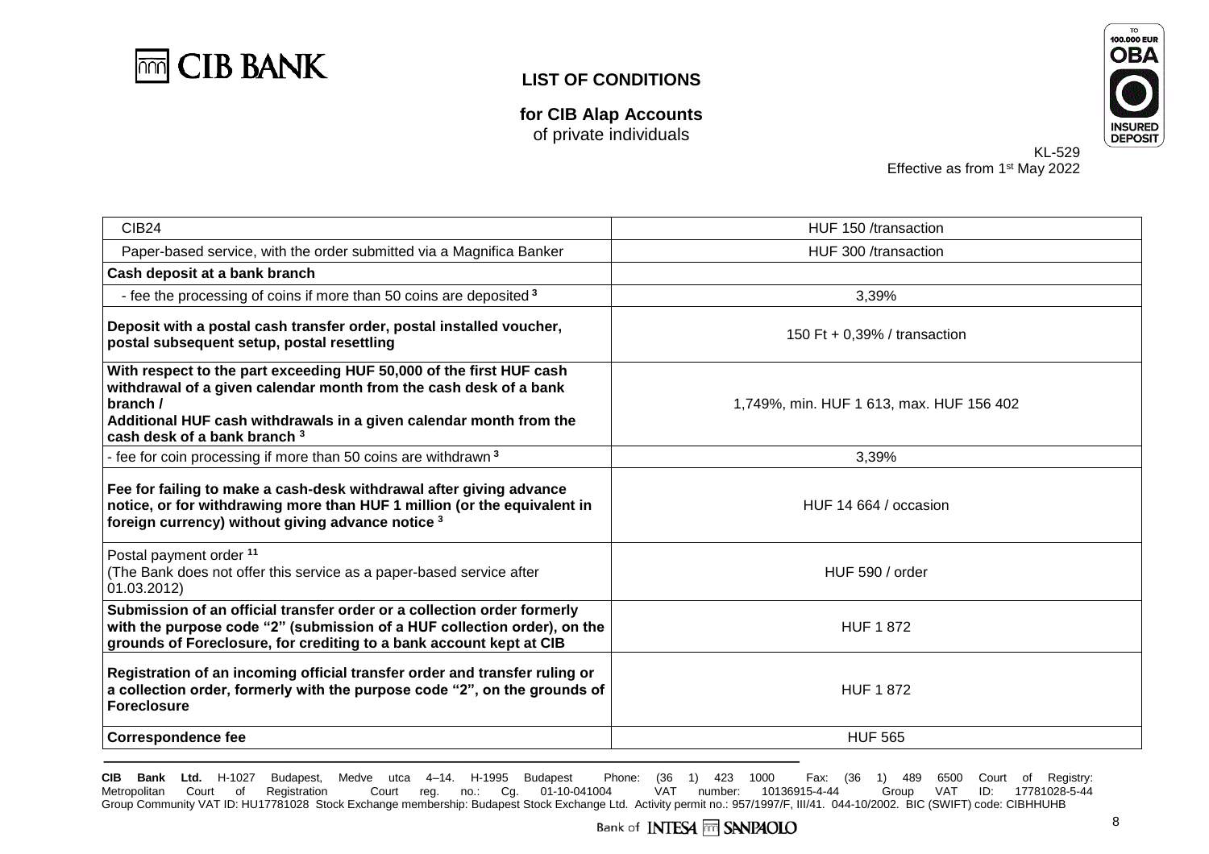# LIST OF CONDITIONS

**for CIB Alap Accounts**
of private individuals

KL-529
Effective as from 1st May 2022

| | |
|---|---|
| CIB24 | HUF 150 /transaction |
| Paper-based service, with the order submitted via a Magnifica Banker | HUF 300 /transaction |
| **Cash deposit at a bank branch** | |
| - fee the processing of coins if more than 50 coins are deposited [3] | 3,39% |
| **Deposit with a postal cash transfer order, postal installed voucher, postal subsequent setup, postal resettling** | 150 Ft + 0,39% / transaction |
| **With respect to the part exceeding HUF 50,000 of the first HUF cash withdrawal of a given calendar month from the cash desk of a bank branch / Additional HUF cash withdrawals in a given calendar month from the cash desk of a bank branch [3]** | 1,749%, min. HUF 1 613, max. HUF 156 402 |
| - fee for coin processing if more than 50 coins are withdrawn [3] | 3,39% |
| **Fee for failing to make a cash-desk withdrawal after giving advance notice, or for withdrawing more than HUF 1 million (or the equivalent in foreign currency) without giving advance notice [3]** | HUF 14 664 / occasion |
| Postal payment order [11] (The Bank does not offer this service as a paper-based service after 01.03.2012) | HUF 590 / order |
| **Submission of an official transfer order or a collection order formerly with the purpose code "2" (submission of a HUF collection order), on the grounds of Foreclosure, for crediting to a bank account kept at CIB** | HUF 1 872 |
| **Registration of an incoming official transfer order and transfer ruling or a collection order, formerly with the purpose code "2", on the grounds of Foreclosure** | HUF 1 872 |
| **Correspondence fee** | HUF 565 |

**CIB Bank Ltd.** H-1027 Budapest, Medve utca 4–14. H-1995 Budapest Phone: (36 1) 423 1000 Fax: (36 1) 489 6500 Court of Registry: Metropolitan Court of Registration Court reg. no.: Cg. 01-10-041004 VAT number: 10136915-4-44 Group VAT ID: 17781028-5-44 Group Community VAT ID: HU17781028 Stock Exchange membership: Budapest Stock Exchange Ltd. Activity permit no.: 957/1997/F, III/41. 044-10/2002. BIC (SWIFT) code: CIBHHUHB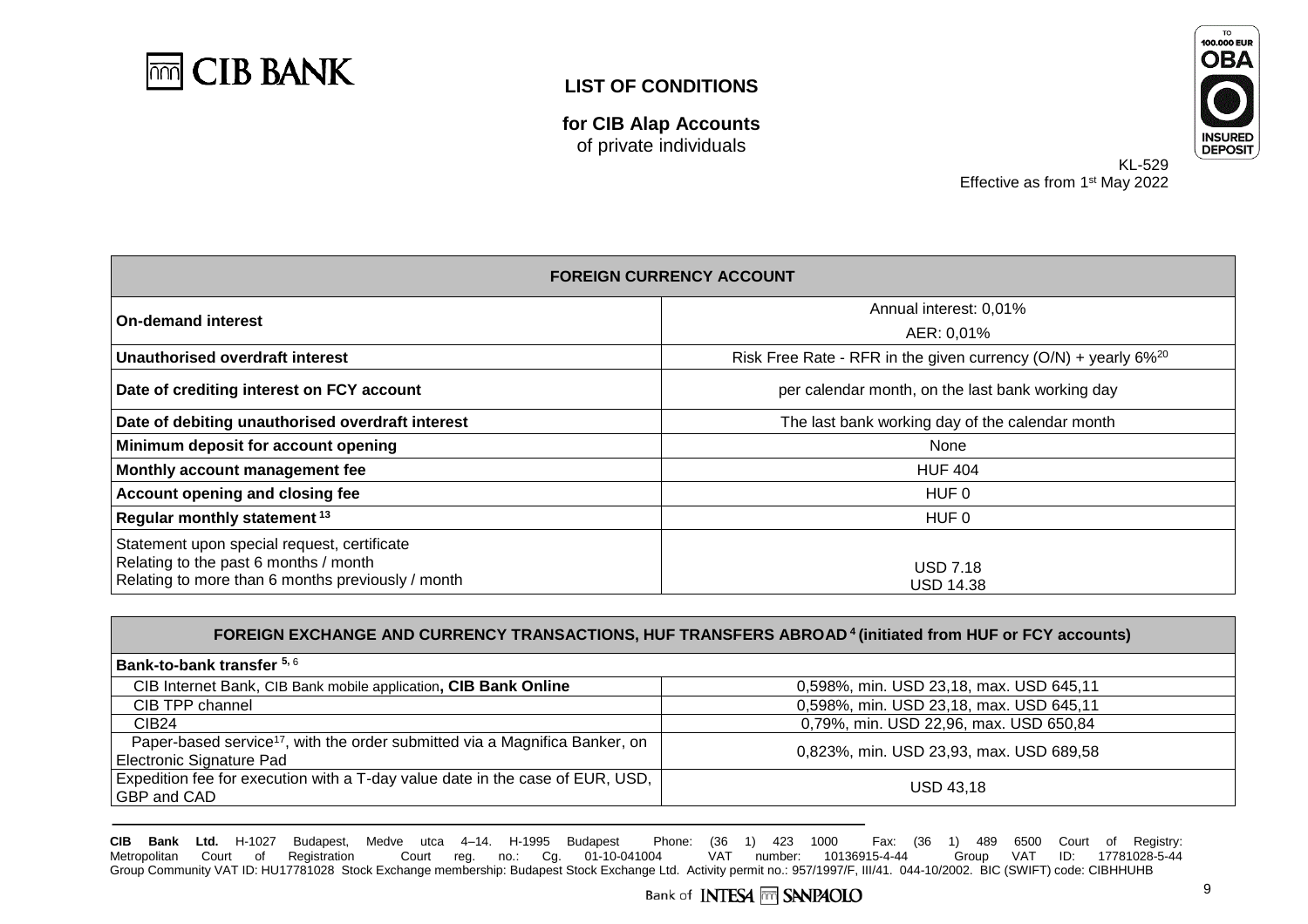# LIST OF CONDITIONS

**for CIB Alap Accounts**
of private individuals

KL-529
Effective as from 1st May 2022

| FOREIGN CURRENCY ACCOUNT | |
|---|---|
| **On-demand interest** | Annual interest: 0,01%<br>AER: 0,01% |
| **Unauthorised overdraft interest** | Risk Free Rate - RFR in the given currency (O/N) + yearly 6%[20] |
| **Date of crediting interest on FCY account** | per calendar month, on the last bank working day |
| **Date of debiting unauthorised overdraft interest** | The last bank working day of the calendar month |
| **Minimum deposit for account opening** | None |
| **Monthly account management fee** | HUF 404 |
| **Account opening and closing fee** | HUF 0 |
| **Regular monthly statement** [13] | HUF 0 |
| Statement upon special request, certificate<br>Relating to the past 6 months / month<br>Relating to more than 6 months previously / month | <br>USD 7.18<br>USD 14.38 |

| FOREIGN EXCHANGE AND CURRENCY TRANSACTIONS, HUF TRANSFERS ABROAD [4] (initiated from HUF or FCY accounts) | |
|---|---|
| **Bank-to-bank transfer** [5, 6] | |
| CIB Internet Bank, CIB Bank mobile application**, CIB Bank Online** | 0,598%, min. USD 23,18, max. USD 645,11 |
| CIB TPP channel | 0,598%, min. USD 23,18, max. USD 645,11 |
| CIB24 | 0,79%, min. USD 22,96, max. USD 650,84 |
| Paper-based service[17], with the order submitted via a Magnifica Banker, on Electronic Signature Pad | 0,823%, min. USD 23,93, max. USD 689,58 |
| Expedition fee for execution with a T-day value date in the case of EUR, USD, GBP and CAD | USD 43,18 |

**CIB Bank Ltd.** H-1027 Budapest, Medve utca 4–14. H-1995 Budapest Phone: (36 1) 423 1000 Fax: (36 1) 489 6500 Court of Registry: Metropolitan Court of Registration Court reg. no.: Cg. 01-10-041004 VAT number: 10136915-4-44 Group VAT ID: 17781028-5-44 Group Community VAT ID: HU17781028 Stock Exchange membership: Budapest Stock Exchange Ltd. Activity permit no.: 957/1997/F, III/41. 044-10/2002. BIC (SWIFT) code: CIBHHUHB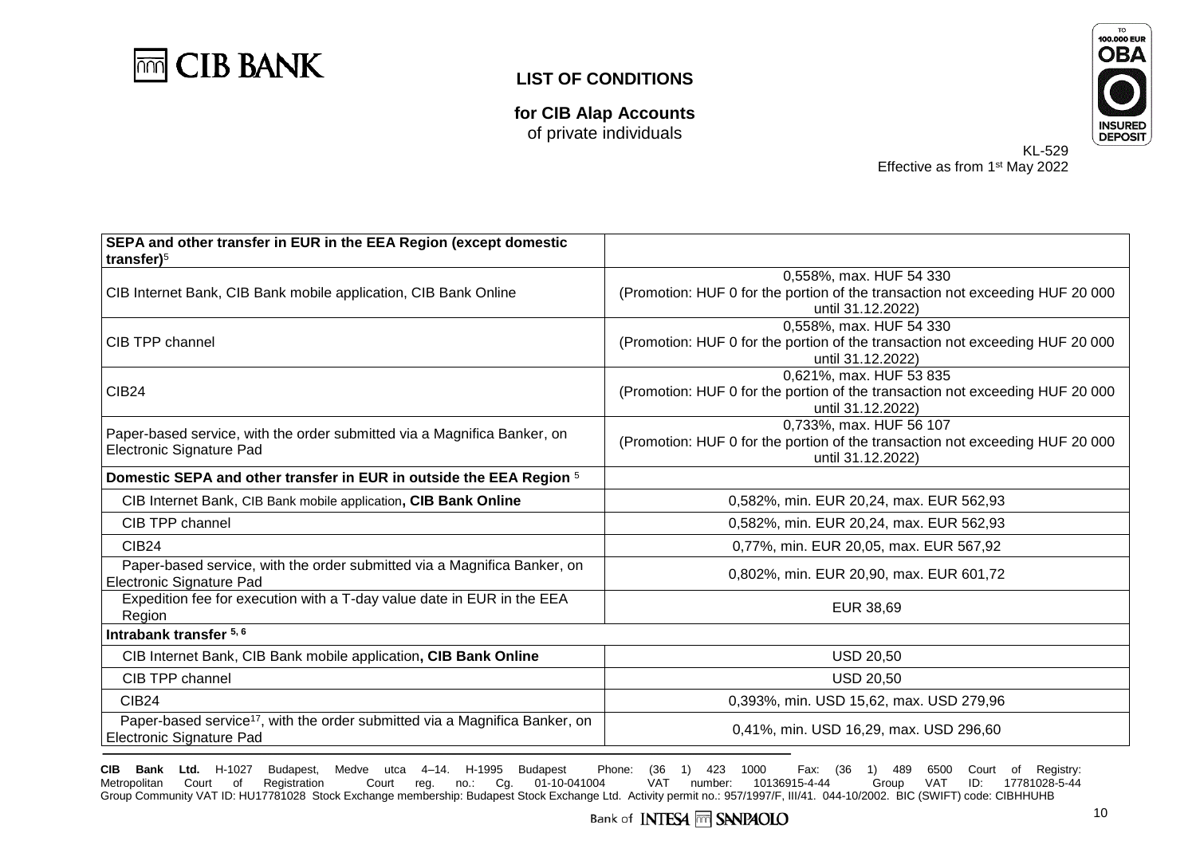# LIST OF CONDITIONS

**for CIB Alap Accounts**
of private individuals

KL-529
Effective as from 1st May 2022

| **SEPA and other transfer in EUR in the EEA Region (except domestic transfer)**[5] | |
|---|---|
| CIB Internet Bank, CIB Bank mobile application, CIB Bank Online | 0,558%, max. HUF 54 330 (Promotion: HUF 0 for the portion of the transaction not exceeding HUF 20 000 until 31.12.2022) |
| CIB TPP channel | 0,558%, max. HUF 54 330 (Promotion: HUF 0 for the portion of the transaction not exceeding HUF 20 000 until 31.12.2022) |
| CIB24 | 0,621%, max. HUF 53 835 (Promotion: HUF 0 for the portion of the transaction not exceeding HUF 20 000 until 31.12.2022) |
| Paper-based service, with the order submitted via a Magnifica Banker, on Electronic Signature Pad | 0,733%, max. HUF 56 107 (Promotion: HUF 0 for the portion of the transaction not exceeding HUF 20 000 until 31.12.2022) |
| **Domestic SEPA and other transfer in EUR in outside the EEA Region**[5] | |
| CIB Internet Bank, CIB Bank mobile application**, CIB Bank Online** | 0,582%, min. EUR 20,24, max. EUR 562,93 |
| CIB TPP channel | 0,582%, min. EUR 20,24, max. EUR 562,93 |
| CIB24 | 0,77%, min. EUR 20,05, max. EUR 567,92 |
| Paper-based service, with the order submitted via a Magnifica Banker, on Electronic Signature Pad | 0,802%, min. EUR 20,90, max. EUR 601,72 |
| Expedition fee for execution with a T-day value date in EUR in the EEA Region | EUR 38,69 |
| **Intrabank transfer**[5, 6] | |
| CIB Internet Bank, CIB Bank mobile application**, CIB Bank Online** | USD 20,50 |
| CIB TPP channel | USD 20,50 |
| CIB24 | 0,393%, min. USD 15,62, max. USD 279,96 |
| Paper-based service[17], with the order submitted via a Magnifica Banker, on Electronic Signature Pad | 0,41%, min. USD 16,29, max. USD 296,60 |

**CIB Bank Ltd.** H-1027 Budapest, Medve utca 4–14. H-1995 Budapest Phone: (36 1) 423 1000 Fax: (36 1) 489 6500 Court of Registry: Metropolitan Court of Registration Court reg. no.: Cg. 01-10-041004 VAT number: 10136915-4-44 Group VAT ID: 17781028-5-44 Group Community VAT ID: HU17781028 Stock Exchange membership: Budapest Stock Exchange Ltd. Activity permit no.: 957/1997/F, III/41. 044-10/2002. BIC (SWIFT) code: CIBHHUHB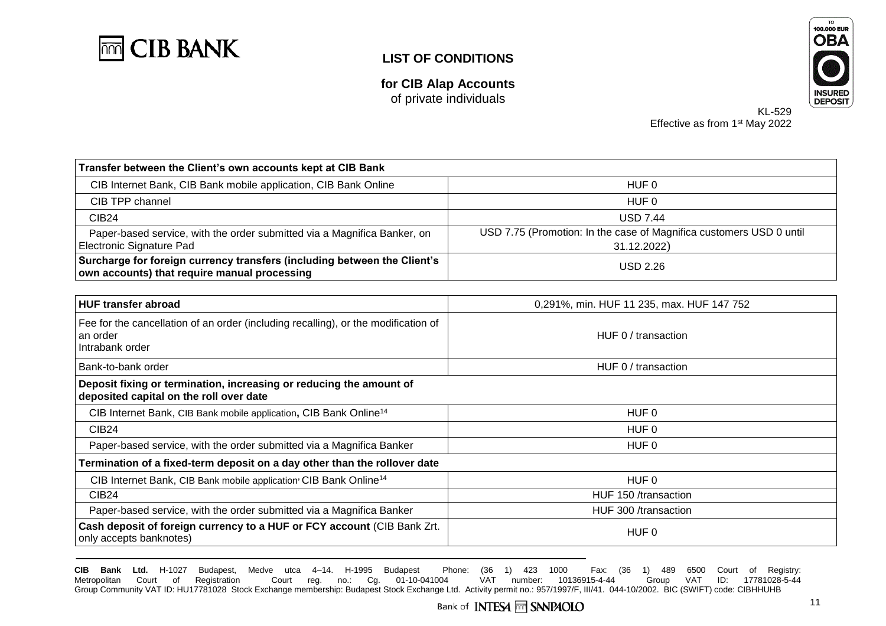# LIST OF CONDITIONS

**for CIB Alap Accounts**
of private individuals

KL-529
Effective as from 1st May 2022

| **Transfer between the Client's own accounts kept at CIB Bank** | |
|---|---|
| CIB Internet Bank, CIB Bank mobile application, CIB Bank Online | HUF 0 |
| CIB TPP channel | HUF 0 |
| CIB24 | USD 7.44 |
| Paper-based service, with the order submitted via a Magnifica Banker, on Electronic Signature Pad | USD 7.75 (Promotion: In the case of Magnifica customers USD 0 until 31.12.2022) |
| **Surcharge for foreign currency transfers (including between the Client's own accounts) that require manual processing** | USD 2.26 |

| **HUF transfer abroad** | 0,291%, min. HUF 11 235, max. HUF 147 752 |
|---|---|
| Fee for the cancellation of an order (including recalling), or the modification of an order<br>Intrabank order | HUF 0 / transaction |
| Bank-to-bank order | HUF 0 / transaction |
| **Deposit fixing or termination, increasing or reducing the amount of deposited capital on the roll over date** | |
| CIB Internet Bank, CIB Bank mobile application, CIB Bank Online[14] | HUF 0 |
| CIB24 | HUF 0 |
| Paper-based service, with the order submitted via a Magnifica Banker | HUF 0 |
| **Termination of a fixed-term deposit on a day other than the rollover date** | |
| CIB Internet Bank, CIB Bank mobile application, CIB Bank Online[14] | HUF 0 |
| CIB24 | HUF 150 /transaction |
| Paper-based service, with the order submitted via a Magnifica Banker | HUF 300 /transaction |
| **Cash deposit of foreign currency to a HUF or FCY account** (CIB Bank Zrt. only accepts banknotes) | HUF 0 |

**CIB Bank Ltd.** H-1027 Budapest, Medve utca 4–14. H-1995 Budapest Phone: (36 1) 423 1000 Fax: (36 1) 489 6500 Court of Registry: Metropolitan Court of Registration Court reg. no.: Cg. 01-10-041004 VAT number: 10136915-4-44 Group VAT ID: 17781028-5-44 Group Community VAT ID: HU17781028 Stock Exchange membership: Budapest Stock Exchange Ltd. Activity permit no.: 957/1997/F, III/41. 044-10/2002. BIC (SWIFT) code: CIBHHUHB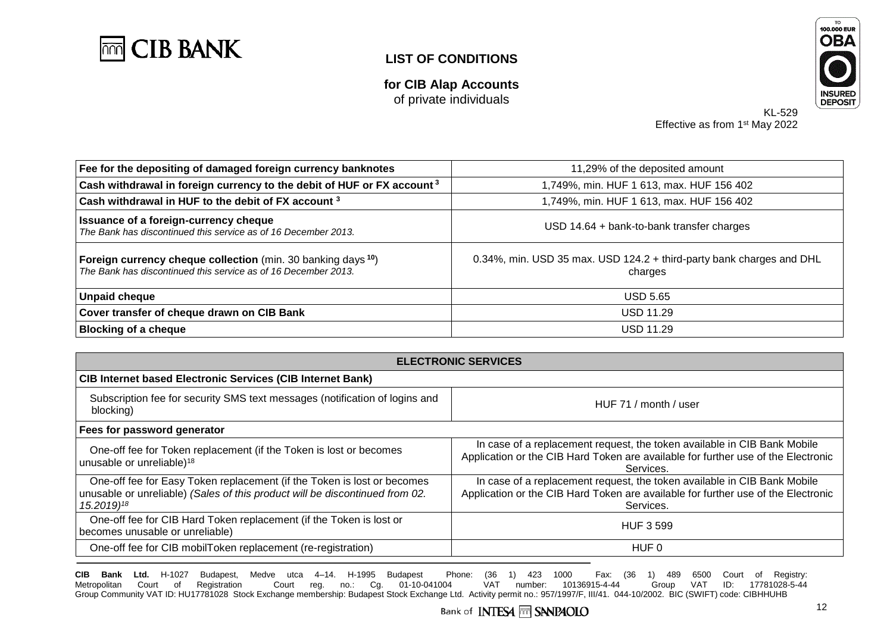# LIST OF CONDITIONS

**for CIB Alap Accounts**
of private individuals

KL-529
Effective as from 1st May 2022

| | |
|---|---|
| **Fee for the depositing of damaged foreign currency banknotes** | 11,29% of the deposited amount |
| **Cash withdrawal in foreign currency to the debit of HUF or FX account [3]** | 1,749%, min. HUF 1 613, max. HUF 156 402 |
| **Cash withdrawal in HUF to the debit of FX account [3]** | 1,749%, min. HUF 1 613, max. HUF 156 402 |
| **Issuance of a foreign-currency cheque** *The Bank has discontinued this service as of 16 December 2013.* | USD 14.64 + bank-to-bank transfer charges |
| **Foreign currency cheque collection** (min. 30 banking days [10]) *The Bank has discontinued this service as of 16 December 2013.* | 0.34%, min. USD 35 max. USD 124.2 + third-party bank charges and DHL charges |
| **Unpaid cheque** | USD 5.65 |
| **Cover transfer of cheque drawn on CIB Bank** | USD 11.29 |
| **Blocking of a cheque** | USD 11.29 |

| **ELECTRONIC SERVICES** | |
|---|---|
| **CIB Internet based Electronic Services (CIB Internet Bank)** | |
| Subscription fee for security SMS text messages (notification of logins and blocking) | HUF 71 / month / user |
| **Fees for password generator** | |
| One-off fee for Token replacement (if the Token is lost or becomes unusable or unreliable)[18] | In case of a replacement request, the token available in CIB Bank Mobile Application or the CIB Hard Token are available for further use of the Electronic Services. |
| One-off fee for Easy Token replacement (if the Token is lost or becomes unusable or unreliable) *(Sales of this product will be discontinued from 02. 15.2019)*[18] | In case of a replacement request, the token available in CIB Bank Mobile Application or the CIB Hard Token are available for further use of the Electronic Services. |
| One-off fee for CIB Hard Token replacement (if the Token is lost or becomes unusable or unreliable) | HUF 3 599 |
| One-off fee for CIB mobilToken replacement (re-registration) | HUF 0 |

**CIB Bank Ltd.** H-1027 Budapest, Medve utca 4–14. H-1995 Budapest Phone: (36 1) 423 1000 Fax: (36 1) 489 6500 Court of Registry: Metropolitan Court of Registration Court reg. no.: Cg. 01-10-041004 VAT number: 10136915-4-44 Group VAT ID: 17781028-5-44 Group Community VAT ID: HU17781028 Stock Exchange membership: Budapest Stock Exchange Ltd. Activity permit no.: 957/1997/F, III/41. 044-10/2002. BIC (SWIFT) code: CIBHHUHB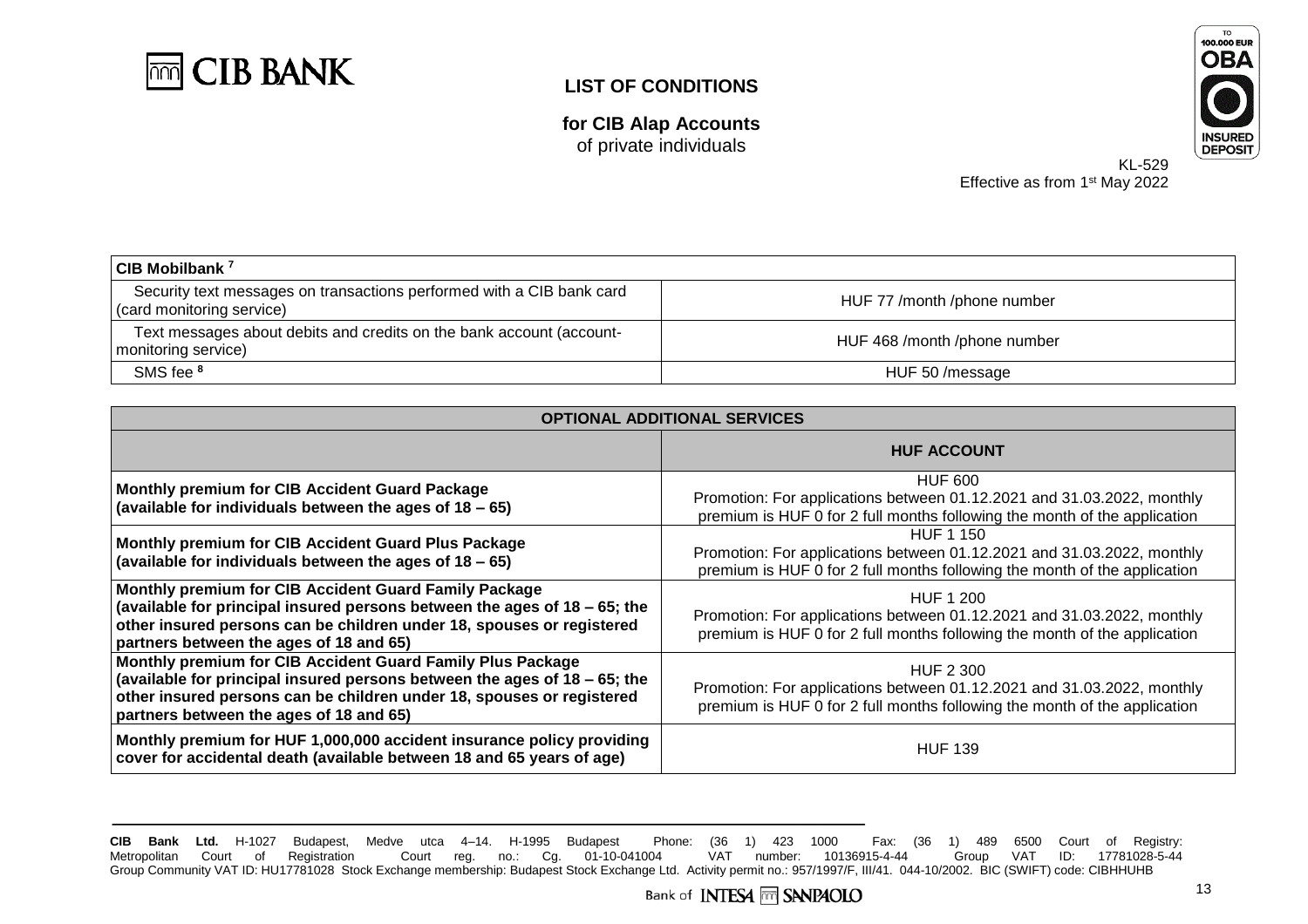# LIST OF CONDITIONS

**for CIB Alap Accounts**
of private individuals

KL-529
Effective as from 1st May 2022

| CIB Mobilbank [7] | |
|---|---|
| Security text messages on transactions performed with a CIB bank card (card monitoring service) | HUF 77 /month /phone number |
| Text messages about debits and credits on the bank account (account-monitoring service) | HUF 468 /month /phone number |
| SMS fee [8] | HUF 50 /message |

| OPTIONAL ADDITIONAL SERVICES | |
|---|---|
| | **HUF ACCOUNT** |
| **Monthly premium for CIB Accident Guard Package (available for individuals between the ages of 18 – 65)** | HUF 600<br>Promotion: For applications between 01.12.2021 and 31.03.2022, monthly premium is HUF 0 for 2 full months following the month of the application |
| **Monthly premium for CIB Accident Guard Plus Package (available for individuals between the ages of 18 – 65)** | HUF 1 150<br>Promotion: For applications between 01.12.2021 and 31.03.2022, monthly premium is HUF 0 for 2 full months following the month of the application |
| **Monthly premium for CIB Accident Guard Family Package (available for principal insured persons between the ages of 18 – 65; the other insured persons can be children under 18, spouses or registered partners between the ages of 18 and 65)** | HUF 1 200<br>Promotion: For applications between 01.12.2021 and 31.03.2022, monthly premium is HUF 0 for 2 full months following the month of the application |
| **Monthly premium for CIB Accident Guard Family Plus Package (available for principal insured persons between the ages of 18 – 65; the other insured persons can be children under 18, spouses or registered partners between the ages of 18 and 65)** | HUF 2 300<br>Promotion: For applications between 01.12.2021 and 31.03.2022, monthly premium is HUF 0 for 2 full months following the month of the application |
| **Monthly premium for HUF 1,000,000 accident insurance policy providing cover for accidental death (available between 18 and 65 years of age)** | HUF 139 |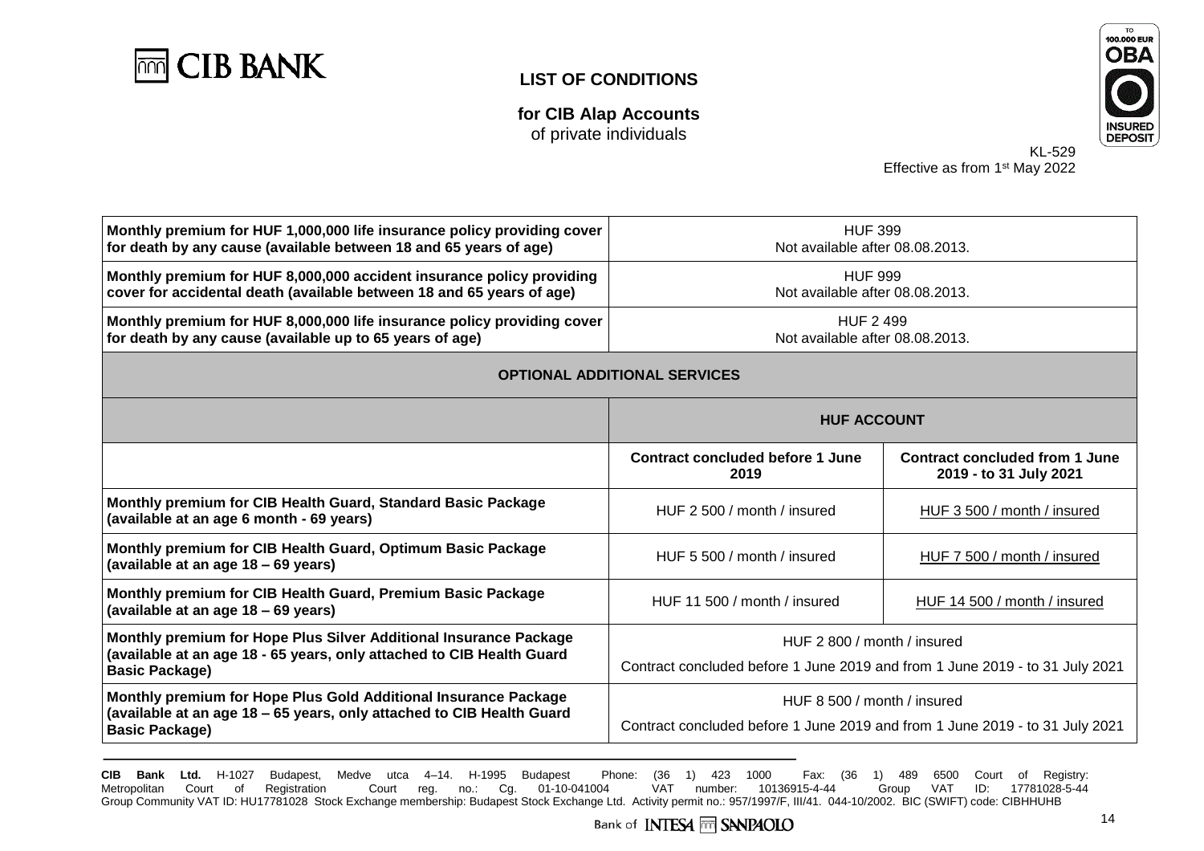# LIST OF CONDITIONS

**for CIB Alap Accounts**
of private individuals

KL-529
Effective as from 1st May 2022

| | | |
|---|---|---|
| **Monthly premium for HUF 1,000,000 life insurance policy providing cover for death by any cause (available between 18 and 65 years of age)** | HUF 399<br>Not available after 08.08.2013. | |
| **Monthly premium for HUF 8,000,000 accident insurance policy providing cover for accidental death (available between 18 and 65 years of age)** | HUF 999<br>Not available after 08.08.2013. | |
| **Monthly premium for HUF 8,000,000 life insurance policy providing cover for death by any cause (available up to 65 years of age)** | HUF 2 499<br>Not available after 08.08.2013. | |
| **OPTIONAL ADDITIONAL SERVICES** | | |
| | **HUF ACCOUNT** | |
| | **Contract concluded before 1 June 2019** | **Contract concluded from 1 June 2019 - to 31 July 2021** |
| **Monthly premium for CIB Health Guard, Standard Basic Package (available at an age 6 month - 69 years)** | HUF 2 500 / month / insured | HUF 3 500 / month / insured |
| **Monthly premium for CIB Health Guard, Optimum Basic Package (available at an age 18 – 69 years)** | HUF 5 500 / month / insured | HUF 7 500 / month / insured |
| **Monthly premium for CIB Health Guard, Premium Basic Package (available at an age 18 – 69 years)** | HUF 11 500 / month / insured | HUF 14 500 / month / insured |
| **Monthly premium for Hope Plus Silver Additional Insurance Package (available at an age 18 - 65 years, only attached to CIB Health Guard Basic Package)** | HUF 2 800 / month / insured<br>Contract concluded before 1 June 2019 and from 1 June 2019 - to 31 July 2021 | |
| **Monthly premium for Hope Plus Gold Additional Insurance Package (available at an age 18 – 65 years, only attached to CIB Health Guard Basic Package)** | HUF 8 500 / month / insured<br>Contract concluded before 1 June 2019 and from 1 June 2019 - to 31 July 2021 | |

**CIB Bank Ltd.** H-1027 Budapest, Medve utca 4–14. H-1995 Budapest Phone: (36 1) 423 1000 Fax: (36 1) 489 6500 Court of Registry: Metropolitan Court of Registration Court reg. no.: Cg. 01-10-041004 VAT number: 10136915-4-44 Group VAT ID: 17781028-5-44 Group Community VAT ID: HU17781028 Stock Exchange membership: Budapest Stock Exchange Ltd. Activity permit no.: 957/1997/F, III/41. 044-10/2002. BIC (SWIFT) code: CIBHHUHB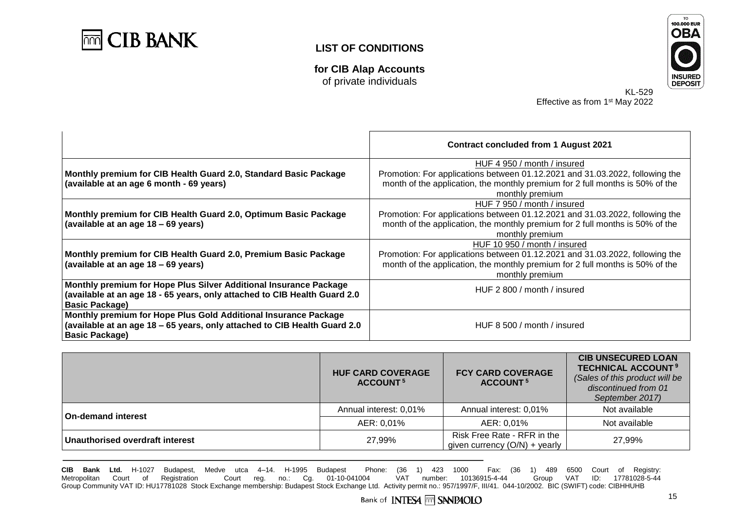**LIST OF CONDITIONS**

**for CIB Alap Accounts**
of private individuals

KL-529
Effective as from 1st May 2022

| | **Contract concluded from 1 August 2021** |
|---|---|
| **Monthly premium for CIB Health Guard 2.0, Standard Basic Package (available at an age 6 month - 69 years)** | HUF 4 950 / month / insured<br>Promotion: For applications between 01.12.2021 and 31.03.2022, following the month of the application, the monthly premium for 2 full months is 50% of the monthly premium |
| **Monthly premium for CIB Health Guard 2.0, Optimum Basic Package (available at an age 18 – 69 years)** | HUF 7 950 / month / insured<br>Promotion: For applications between 01.12.2021 and 31.03.2022, following the month of the application, the monthly premium for 2 full months is 50% of the monthly premium |
| **Monthly premium for CIB Health Guard 2.0, Premium Basic Package (available at an age 18 – 69 years)** | HUF 10 950 / month / insured<br>Promotion: For applications between 01.12.2021 and 31.03.2022, following the month of the application, the monthly premium for 2 full months is 50% of the monthly premium |
| **Monthly premium for Hope Plus Silver Additional Insurance Package (available at an age 18 - 65 years, only attached to CIB Health Guard 2.0 Basic Package)** | HUF 2 800 / month / insured |
| **Monthly premium for Hope Plus Gold Additional Insurance Package (available at an age 18 – 65 years, only attached to CIB Health Guard 2.0 Basic Package)** | HUF 8 500 / month / insured |

| | **HUF CARD COVERAGE ACCOUNT [5]** | **FCY CARD COVERAGE ACCOUNT [5]** | **CIB UNSECURED LOAN TECHNICAL ACCOUNT [9]** *(Sales of this product will be discontinued from 01 September 2017)* |
|---|---|---|---|
| **On-demand interest** | Annual interest: 0,01% | Annual interest: 0,01% | Not available |
| | AER: 0,01% | AER: 0,01% | Not available |
| **Unauthorised overdraft interest** | 27,99% | Risk Free Rate - RFR in the given currency (O/N) + yearly | 27,99% |

**CIB Bank Ltd.** H-1027 Budapest, Medve utca 4–14. H-1995 Budapest Phone: (36 1) 423 1000 Fax: (36 1) 489 6500 Court of Registry: Metropolitan Court of Registration Court reg. no.: Cg. 01-10-041004 VAT number: 10136915-4-44 Group VAT ID: 17781028-5-44 Group Community VAT ID: HU17781028 Stock Exchange membership: Budapest Stock Exchange Ltd. Activity permit no.: 957/1997/F, III/41. 044-10/2002. BIC (SWIFT) code: CIBHHUHB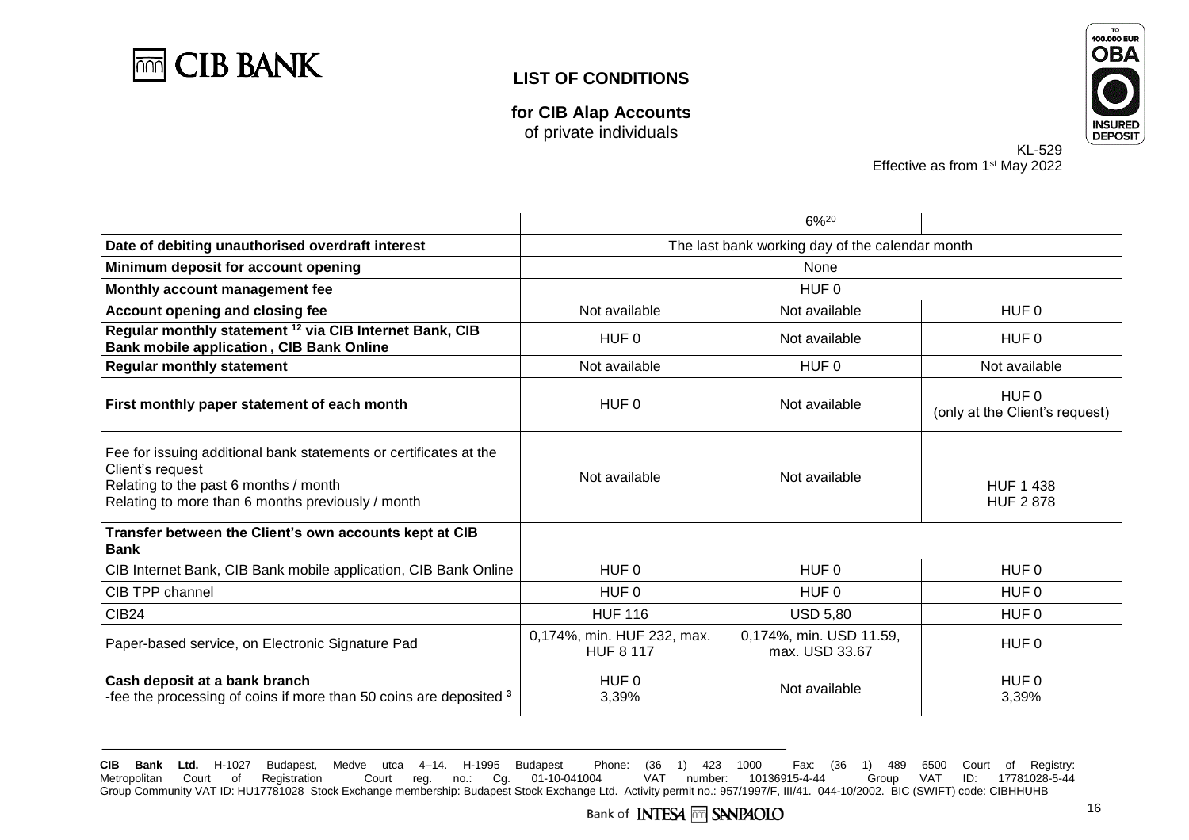# LIST OF CONDITIONS

**for CIB Alap Accounts**
of private individuals

KL-529
Effective as from 1st May 2022

| | | | |
|---|---|---|---|
| | | 6%[20] | |
| **Date of debiting unauthorised overdraft interest** | The last bank working day of the calendar month | | |
| **Minimum deposit for account opening** | None | | |
| **Monthly account management fee** | HUF 0 | | |
| **Account opening and closing fee** | Not available | Not available | HUF 0 |
| **Regular monthly statement [12] via CIB Internet Bank, CIB Bank mobile application , CIB Bank Online** | HUF 0 | Not available | HUF 0 |
| **Regular monthly statement** | Not available | HUF 0 | Not available |
| **First monthly paper statement of each month** | HUF 0 | Not available | HUF 0 (only at the Client's request) |
| Fee for issuing additional bank statements or certificates at the Client's request<br>Relating to the past 6 months / month<br>Relating to more than 6 months previously / month | Not available | Not available | HUF 1 438<br>HUF 2 878 |
| **Transfer between the Client's own accounts kept at CIB Bank** | | | |
| CIB Internet Bank, CIB Bank mobile application, CIB Bank Online | HUF 0 | HUF 0 | HUF 0 |
| CIB TPP channel | HUF 0 | HUF 0 | HUF 0 |
| CIB24 | HUF 116 | USD 5,80 | HUF 0 |
| Paper-based service, on Electronic Signature Pad | 0,174%, min. HUF 232, max. HUF 8 117 | 0,174%, min. USD 11.59, max. USD 33.67 | HUF 0 |
| **Cash deposit at a bank branch**<br>-fee the processing of coins if more than 50 coins are deposited [3] | HUF 0<br>3,39% | Not available | HUF 0<br>3,39% |

**CIB Bank Ltd.** H-1027 Budapest, Medve utca 4–14. H-1995 Budapest Phone: (36 1) 423 1000 Fax: (36 1) 489 6500 Court of Registry: Metropolitan Court of Registration Court reg. no.: Cg. 01-10-041004 VAT number: 10136915-4-44 Group VAT ID: 17781028-5-44 Group Community VAT ID: HU17781028 Stock Exchange membership: Budapest Stock Exchange Ltd. Activity permit no.: 957/1997/F, III/41. 044-10/2002. BIC (SWIFT) code: CIBHHUHB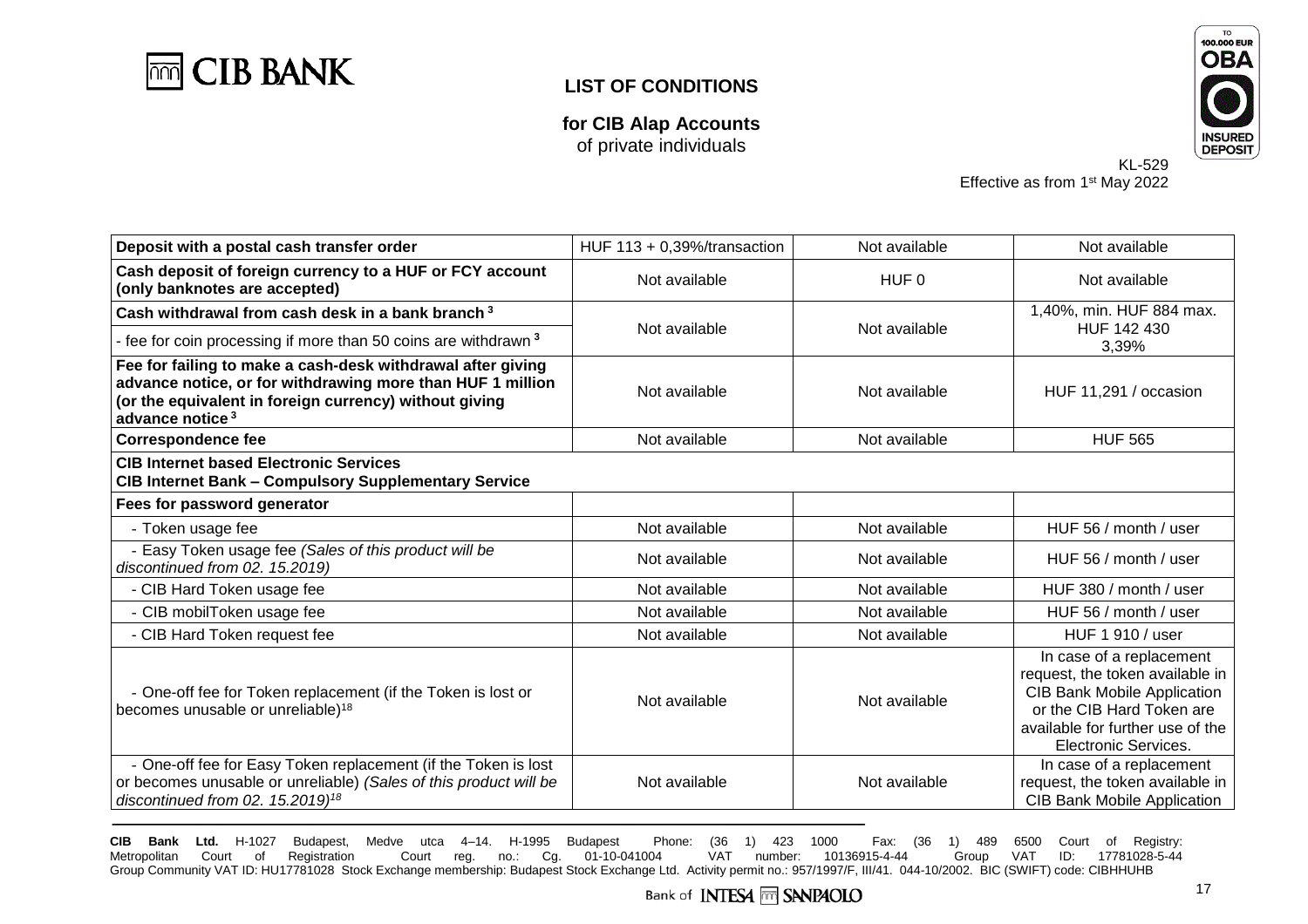# LIST OF CONDITIONS

**for CIB Alap Accounts**
of private individuals

KL-529
Effective as from 1st May 2022

| | | | |
|---|---|---|---|
| **Deposit with a postal cash transfer order** | HUF 113 + 0,39%/transaction | Not available | Not available |
| **Cash deposit of foreign currency to a HUF or FCY account (only banknotes are accepted)** | Not available | HUF 0 | Not available |
| **Cash withdrawal from cash desk in a bank branch [3]** | Not available | Not available | 1,40%, min. HUF 884 max. HUF 142 430 |
| - fee for coin processing if more than 50 coins are withdrawn [3] | | | 3,39% |
| **Fee for failing to make a cash-desk withdrawal after giving advance notice, or for withdrawing more than HUF 1 million (or the equivalent in foreign currency) without giving advance notice [3]** | Not available | Not available | HUF 11,291 / occasion |
| **Correspondence fee** | Not available | Not available | HUF 565 |
| **CIB Internet based Electronic Services** **CIB Internet Bank – Compulsory Supplementary Service** | | | |
| **Fees for password generator** | | | |
| - Token usage fee | Not available | Not available | HUF 56 / month / user |
| - Easy Token usage fee *(Sales of this product will be discontinued from 02. 15.2019)* | Not available | Not available | HUF 56 / month / user |
| - CIB Hard Token usage fee | Not available | Not available | HUF 380 / month / user |
| - CIB mobilToken usage fee | Not available | Not available | HUF 56 / month / user |
| - CIB Hard Token request fee | Not available | Not available | HUF 1 910 / user |
| - One-off fee for Token replacement (if the Token is lost or becomes unusable or unreliable)[18] | Not available | Not available | In case of a replacement request, the token available in CIB Bank Mobile Application or the CIB Hard Token are available for further use of the Electronic Services. |
| - One-off fee for Easy Token replacement (if the Token is lost or becomes unusable or unreliable) *(Sales of this product will be discontinued from 02. 15.2019)*[18] | Not available | Not available | In case of a replacement request, the token available in CIB Bank Mobile Application |

**CIB Bank Ltd.** H-1027 Budapest, Medve utca 4–14. H-1995 Budapest Phone: (36 1) 423 1000 Fax: (36 1) 489 6500 Court of Registry: Metropolitan Court of Registration Court reg. no.: Cg. 01-10-041004 VAT number: 10136915-4-44 Group VAT ID: 17781028-5-44 Group Community VAT ID: HU17781028 Stock Exchange membership: Budapest Stock Exchange Ltd. Activity permit no.: 957/1997/F, III/41. 044-10/2002. BIC (SWIFT) code: CIBHHUHB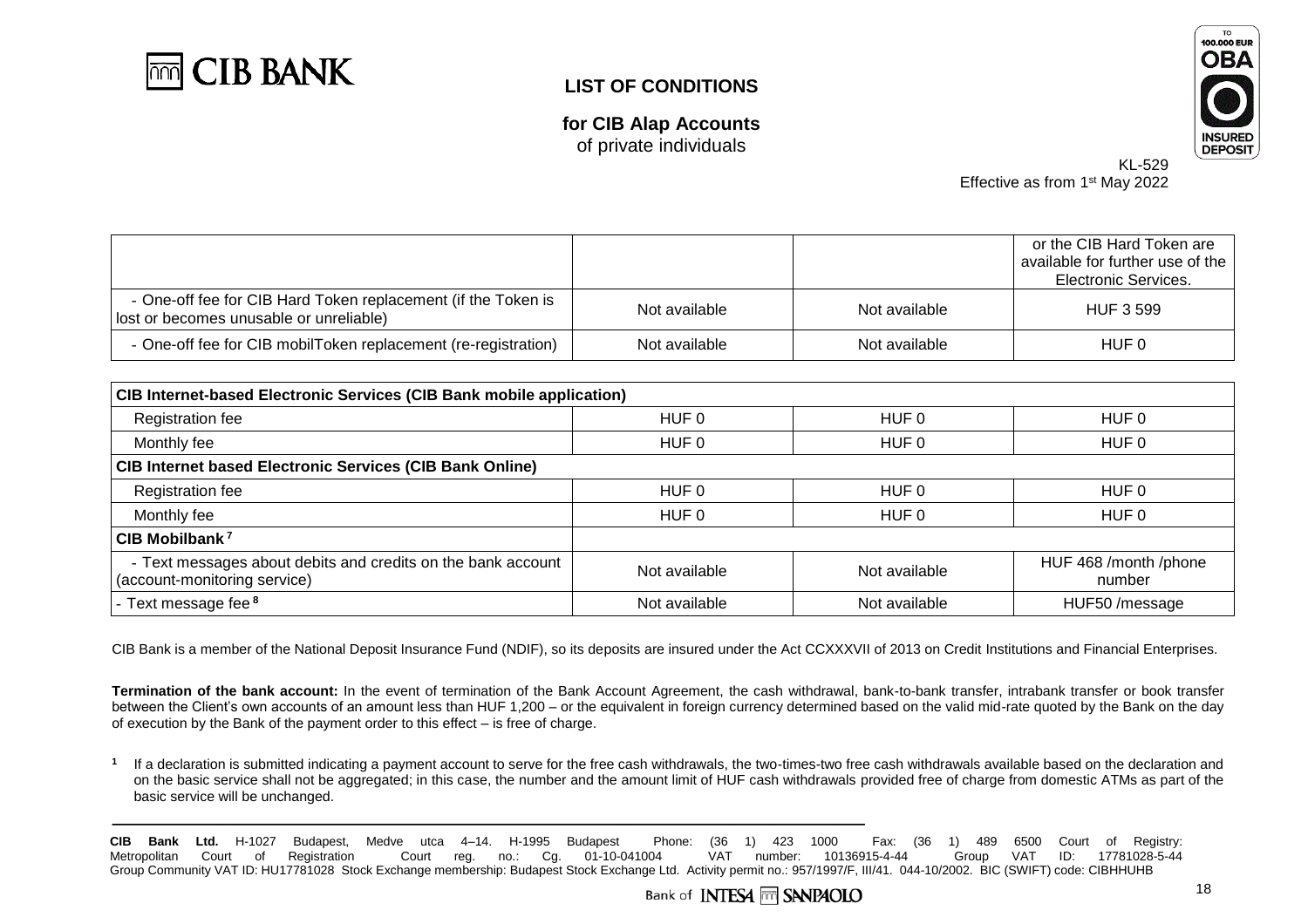# LIST OF CONDITIONS

**for CIB Alap Accounts**
of private individuals

KL-529
Effective as from 1st May 2022

| | | | |
|---|---|---|---|
| | | | or the CIB Hard Token are available for further use of the Electronic Services. |
| - One-off fee for CIB Hard Token replacement (if the Token is lost or becomes unusable or unreliable) | Not available | Not available | HUF 3 599 |
| - One-off fee for CIB mobilToken replacement (re-registration) | Not available | Not available | HUF 0 |

| | | | |
|---|---|---|---|
| **CIB Internet-based Electronic Services (CIB Bank mobile application)** | | | |
| Registration fee | HUF 0 | HUF 0 | HUF 0 |
| Monthly fee | HUF 0 | HUF 0 | HUF 0 |
| **CIB Internet based Electronic Services (CIB Bank Online)** | | | |
| Registration fee | HUF 0 | HUF 0 | HUF 0 |
| Monthly fee | HUF 0 | HUF 0 | HUF 0 |
| **CIB Mobilbank [7]** | | | |
| - Text messages about debits and credits on the bank account (account-monitoring service) | Not available | Not available | HUF 468 /month /phone number |
| - Text message fee [8] | Not available | Not available | HUF50 /message |

CIB Bank is a member of the National Deposit Insurance Fund (NDIF), so its deposits are insured under the Act CCXXXVII of 2013 on Credit Institutions and Financial Enterprises.

**Termination of the bank account:** In the event of termination of the Bank Account Agreement, the cash withdrawal, bank-to-bank transfer, intrabank transfer or book transfer between the Client's own accounts of an amount less than HUF 1,200 – or the equivalent in foreign currency determined based on the valid mid-rate quoted by the Bank on the day of execution by the Bank of the payment order to this effect – is free of charge.

[1] If a declaration is submitted indicating a payment account to serve for the free cash withdrawals, the two-times-two free cash withdrawals available based on the declaration and on the basic service shall not be aggregated; in this case, the number and the amount limit of HUF cash withdrawals provided free of charge from domestic ATMs as part of the basic service will be unchanged.

**CIB Bank Ltd.** H-1027 Budapest, Medve utca 4–14. H-1995 Budapest Phone: (36 1) 423 1000 Fax: (36 1) 489 6500 Court of Registry: Metropolitan Court of Registration Court reg. no.: Cg. 01-10-041004 VAT number: 10136915-4-44 Group VAT ID: 17781028-5-44 Group Community VAT ID: HU17781028 Stock Exchange membership: Budapest Stock Exchange Ltd. Activity permit no.: 957/1997/F, III/41. 044-10/2002. BIC (SWIFT) code: CIBHHUHB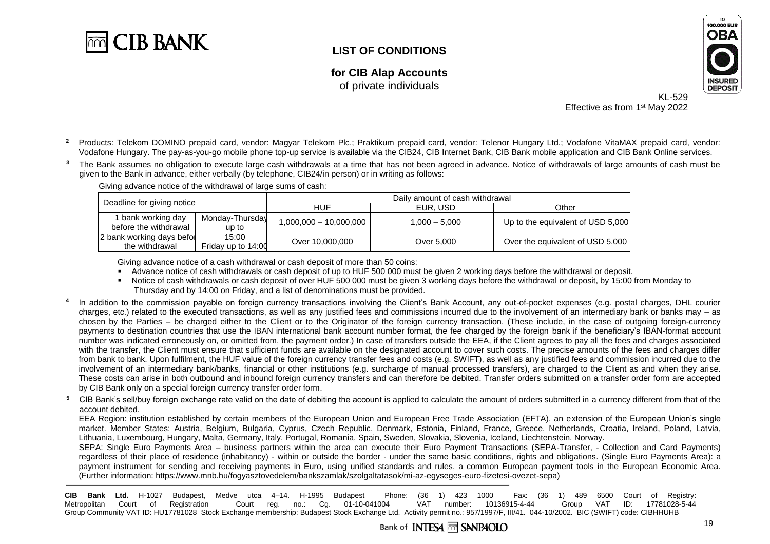# LIST OF CONDITIONS

**for CIB Alap Accounts**
of private individuals

KL-529
Effective as from 1st May 2022

[2] Products: Telekom DOMINO prepaid card, vendor: Magyar Telekom Plc.; Praktikum prepaid card, vendor: Telenor Hungary Ltd.; Vodafone VitaMAX prepaid card, vendor: Vodafone Hungary. The pay-as-you-go mobile phone top-up service is available via the CIB24, CIB Internet Bank, CIB Bank mobile application and CIB Bank Online services.

[3] The Bank assumes no obligation to execute large cash withdrawals at a time that has not been agreed in advance. Notice of withdrawals of large amounts of cash must be given to the Bank in advance, either verbally (by telephone, CIB24/in person) or in writing as follows:

Giving advance notice of the withdrawal of large sums of cash:

| Deadline for giving notice | | Daily amount of cash withdrawal | | |
|---|---|---|---|---|
| | | HUF | EUR, USD | Other |
| 1 bank working day before the withdrawal | Monday-Thursday up to 15:00 Friday up to 14:00 | 1,000,000 – 10,000,000 | 1,000 – 5,000 | Up to the equivalent of USD 5,000 |
| 2 bank working days before the withdrawal | | Over 10,000,000 | Over 5,000 | Over the equivalent of USD 5,000 |

Giving advance notice of a cash withdrawal or cash deposit of more than 50 coins:

- Advance notice of cash withdrawals or cash deposit of up to HUF 500 000 must be given 2 working days before the withdrawal or deposit.
- Notice of cash withdrawals or cash deposit of over HUF 500 000 must be given 3 working days before the withdrawal or deposit, by 15:00 from Monday to Thursday and by 14:00 on Friday, and a list of denominations must be provided.

[4] In addition to the commission payable on foreign currency transactions involving the Client's Bank Account, any out-of-pocket expenses (e.g. postal charges, DHL courier charges, etc.) related to the executed transactions, as well as any justified fees and commissions incurred due to the involvement of an intermediary bank or banks may – as chosen by the Parties – be charged either to the Client or to the Originator of the foreign currency transaction. (These include, in the case of outgoing foreign-currency payments to destination countries that use the IBAN international bank account number format, the fee charged by the foreign bank if the beneficiary's IBAN-format account number was indicated erroneously on, or omitted from, the payment order.) In case of transfers outside the EEA, if the Client agrees to pay all the fees and charges associated with the transfer, the Client must ensure that sufficient funds are available on the designated account to cover such costs. The precise amounts of the fees and charges differ from bank to bank. Upon fulfilment, the HUF value of the foreign currency transfer fees and costs (e.g. SWIFT), as well as any justified fees and commission incurred due to the involvement of an intermediary bank/banks, financial or other institutions (e.g. surcharge of manual processed transfers), are charged to the Client as and when they arise. These costs can arise in both outbound and inbound foreign currency transfers and can therefore be debited. Transfer orders submitted on a transfer order form are accepted by CIB Bank only on a special foreign currency transfer order form.

[5] CIB Bank's sell/buy foreign exchange rate valid on the date of debiting the account is applied to calculate the amount of orders submitted in a currency different from that of the account debited.

EEA Region: institution established by certain members of the European Union and European Free Trade Association (EFTA), an extension of the European Union's single market. Member States: Austria, Belgium, Bulgaria, Cyprus, Czech Republic, Denmark, Estonia, Finland, France, Greece, Netherlands, Croatia, Ireland, Poland, Latvia, Lithuania, Luxembourg, Hungary, Malta, Germany, Italy, Portugal, Romania, Spain, Sweden, Slovakia, Slovenia, Iceland, Liechtenstein, Norway.

SEPA: Single Euro Payments Area – business partners within the area can execute their Euro Payment Transactions (SEPA-Transfer, - Collection and Card Payments) regardless of their place of residence (inhabitancy) - within or outside the border - under the same basic conditions, rights and obligations. (Single Euro Payments Area): a payment instrument for sending and receiving payments in Euro, using unified standards and rules, a common European payment tools in the European Economic Area. (Further information: https://www.mnb.hu/fogyasztovedelem/bankszamlak/szolgaltatasok/mi-az-egyseges-euro-fizetesi-ovezet-sepa)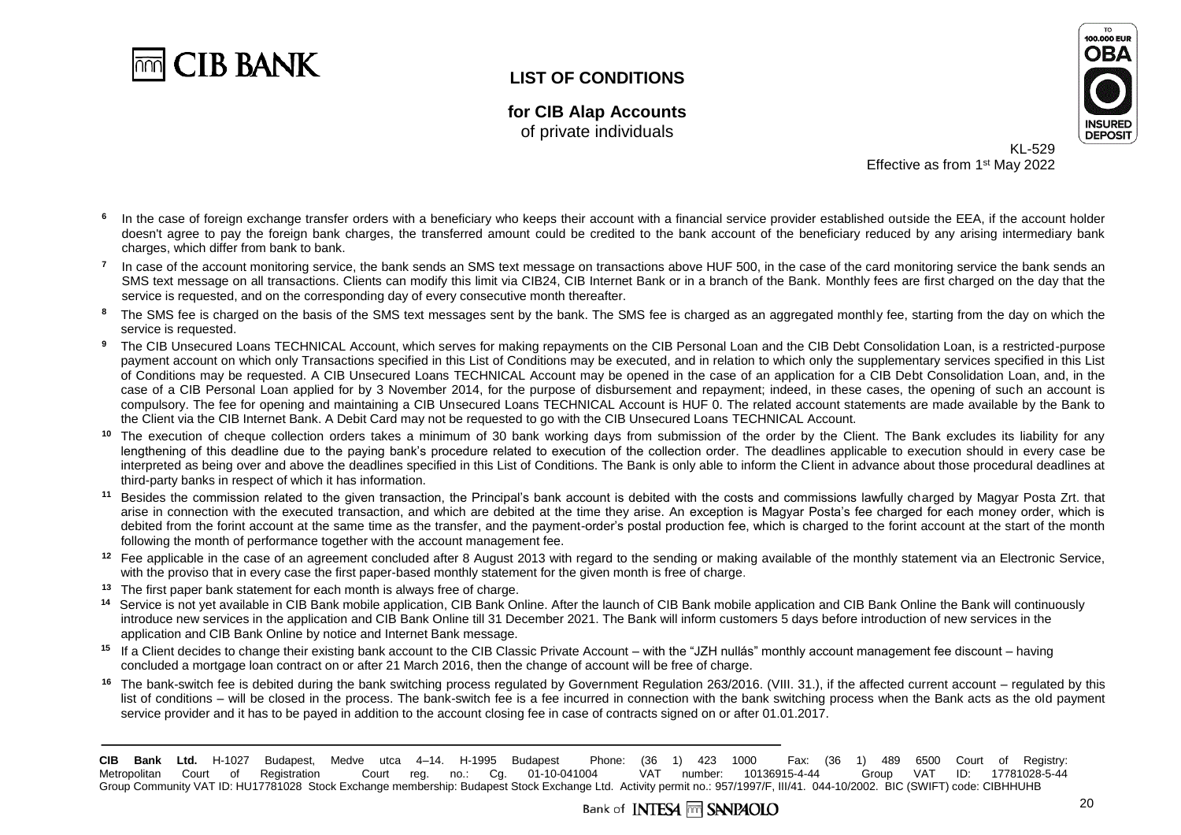**LIST OF CONDITIONS**

**for CIB Alap Accounts**
of private individuals

KL-529
Effective as from 1st May 2022

[6] In the case of foreign exchange transfer orders with a beneficiary who keeps their account with a financial service provider established outside the EEA, if the account holder doesn't agree to pay the foreign bank charges, the transferred amount could be credited to the bank account of the beneficiary reduced by any arising intermediary bank charges, which differ from bank to bank.

[7] In case of the account monitoring service, the bank sends an SMS text message on transactions above HUF 500, in the case of the card monitoring service the bank sends an SMS text message on all transactions. Clients can modify this limit via CIB24, CIB Internet Bank or in a branch of the Bank. Monthly fees are first charged on the day that the service is requested, and on the corresponding day of every consecutive month thereafter.

[8] The SMS fee is charged on the basis of the SMS text messages sent by the bank. The SMS fee is charged as an aggregated monthly fee, starting from the day on which the service is requested.

[9] The CIB Unsecured Loans TECHNICAL Account, which serves for making repayments on the CIB Personal Loan and the CIB Debt Consolidation Loan, is a restricted-purpose payment account on which only Transactions specified in this List of Conditions may be executed, and in relation to which only the supplementary services specified in this List of Conditions may be requested. A CIB Unsecured Loans TECHNICAL Account may be opened in the case of an application for a CIB Debt Consolidation Loan, and, in the case of a CIB Personal Loan applied for by 3 November 2014, for the purpose of disbursement and repayment; indeed, in these cases, the opening of such an account is compulsory. The fee for opening and maintaining a CIB Unsecured Loans TECHNICAL Account is HUF 0. The related account statements are made available by the Bank to the Client via the CIB Internet Bank. A Debit Card may not be requested to go with the CIB Unsecured Loans TECHNICAL Account.

[10] The execution of cheque collection orders takes a minimum of 30 bank working days from submission of the order by the Client. The Bank excludes its liability for any lengthening of this deadline due to the paying bank's procedure related to execution of the collection order. The deadlines applicable to execution should in every case be interpreted as being over and above the deadlines specified in this List of Conditions. The Bank is only able to inform the Client in advance about those procedural deadlines at third-party banks in respect of which it has information.

[11] Besides the commission related to the given transaction, the Principal's bank account is debited with the costs and commissions lawfully charged by Magyar Posta Zrt. that arise in connection with the executed transaction, and which are debited at the time they arise. An exception is Magyar Posta's fee charged for each money order, which is debited from the forint account at the same time as the transfer, and the payment-order's postal production fee, which is charged to the forint account at the start of the month following the month of performance together with the account management fee.

[12] Fee applicable in the case of an agreement concluded after 8 August 2013 with regard to the sending or making available of the monthly statement via an Electronic Service, with the proviso that in every case the first paper-based monthly statement for the given month is free of charge.

[13] The first paper bank statement for each month is always free of charge.

[14] Service is not yet available in CIB Bank mobile application, CIB Bank Online. After the launch of CIB Bank mobile application and CIB Bank Online the Bank will continuously introduce new services in the application and CIB Bank Online till 31 December 2021. The Bank will inform customers 5 days before introduction of new services in the application and CIB Bank Online by notice and Internet Bank message.

[15] If a Client decides to change their existing bank account to the CIB Classic Private Account – with the "JZH nullás" monthly account management fee discount – having concluded a mortgage loan contract on or after 21 March 2016, then the change of account will be free of charge.

[16] The bank-switch fee is debited during the bank switching process regulated by Government Regulation 263/2016. (VIII. 31.), if the affected current account – regulated by this list of conditions – will be closed in the process. The bank-switch fee is a fee incurred in connection with the bank switching process when the Bank acts as the old payment service provider and it has to be payed in addition to the account closing fee in case of contracts signed on or after 01.01.2017.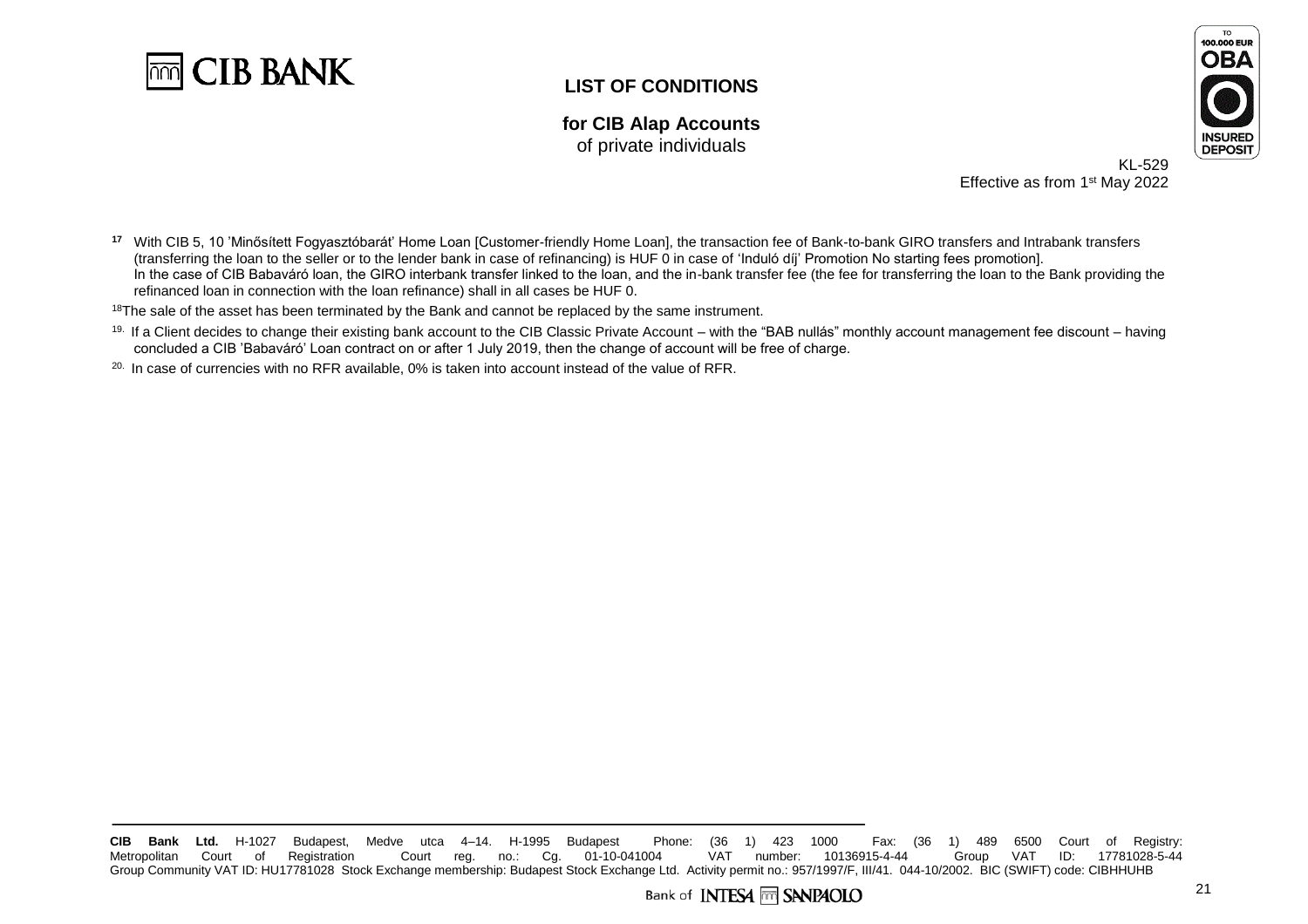[17] With CIB 5, 10 'Minősített Fogyasztóbarát' Home Loan [Customer-friendly Home Loan], the transaction fee of Bank-to-bank GIRO transfers and Intrabank transfers (transferring the loan to the seller or to the lender bank in case of refinancing) is HUF 0 in case of 'Induló díj' Promotion No starting fees promotion].
In the case of CIB Babaváró loan, the GIRO interbank transfer linked to the loan, and the in-bank transfer fee (the fee for transferring the loan to the Bank providing the refinanced loan in connection with the loan refinance) shall in all cases be HUF 0.

[18] The sale of the asset has been terminated by the Bank and cannot be replaced by the same instrument.

[19] If a Client decides to change their existing bank account to the CIB Classic Private Account – with the "BAB nullás" monthly account management fee discount – having concluded a CIB 'Babaváró' Loan contract on or after 1 July 2019, then the change of account will be free of charge.

[20] In case of currencies with no RFR available, 0% is taken into account instead of the value of RFR.